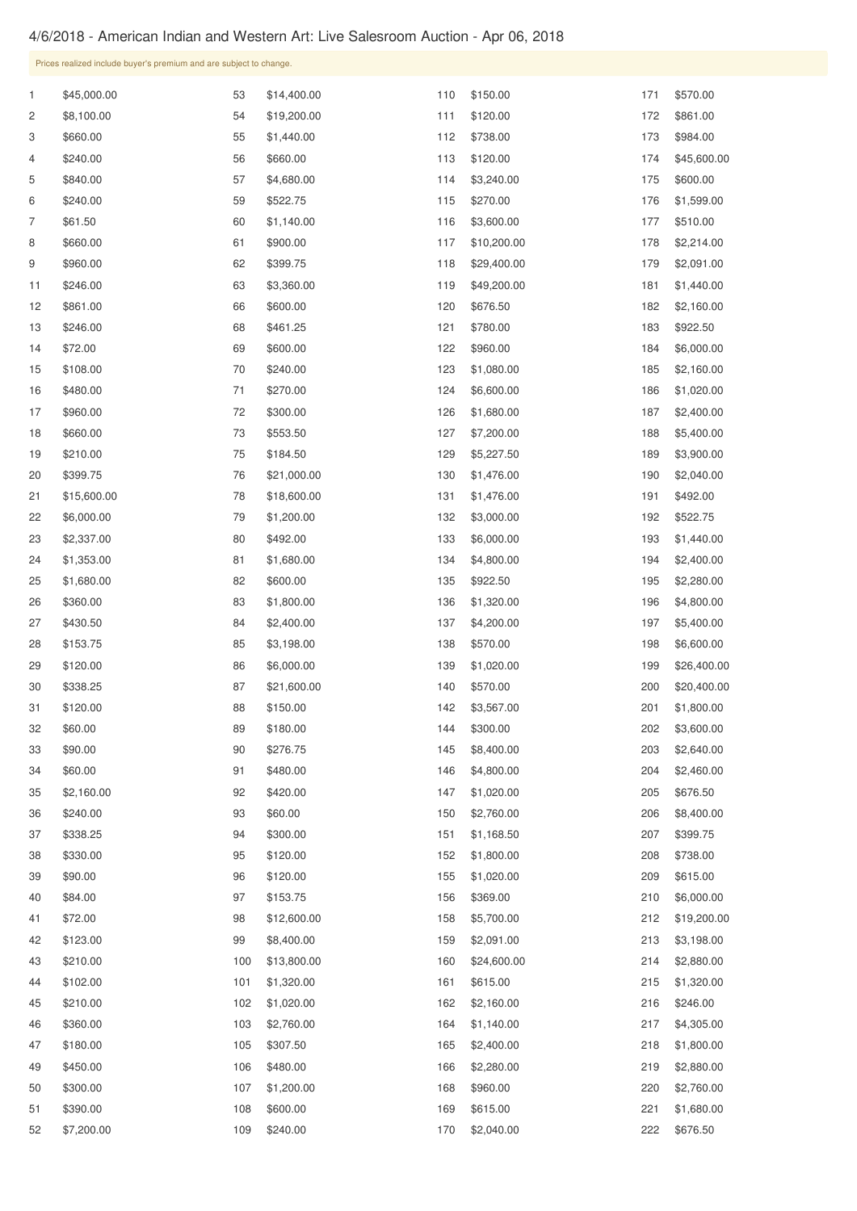# 4/6/2018 - American Indian and Western Art: Live Salesroom Auction - Apr 06, 2018

Prices realized include buyer's premium and are subject to change.

| Lot | Price | Lot | Price | Lot | Price | Lot | Price |
|---|---|---|---|---|---|---|---|
| 1 | $45,000.00 | 53 | $14,400.00 | 110 | $150.00 | 171 | $570.00 |
| 2 | $8,100.00 | 54 | $19,200.00 | 111 | $120.00 | 172 | $861.00 |
| 3 | $660.00 | 55 | $1,440.00 | 112 | $738.00 | 173 | $984.00 |
| 4 | $240.00 | 56 | $660.00 | 113 | $120.00 | 174 | $45,600.00 |
| 5 | $840.00 | 57 | $4,680.00 | 114 | $3,240.00 | 175 | $600.00 |
| 6 | $240.00 | 59 | $522.75 | 115 | $270.00 | 176 | $1,599.00 |
| 7 | $61.50 | 60 | $1,140.00 | 116 | $3,600.00 | 177 | $510.00 |
| 8 | $660.00 | 61 | $900.00 | 117 | $10,200.00 | 178 | $2,214.00 |
| 9 | $960.00 | 62 | $399.75 | 118 | $29,400.00 | 179 | $2,091.00 |
| 11 | $246.00 | 63 | $3,360.00 | 119 | $49,200.00 | 181 | $1,440.00 |
| 12 | $861.00 | 66 | $600.00 | 120 | $676.50 | 182 | $2,160.00 |
| 13 | $246.00 | 68 | $461.25 | 121 | $780.00 | 183 | $922.50 |
| 14 | $72.00 | 69 | $600.00 | 122 | $960.00 | 184 | $6,000.00 |
| 15 | $108.00 | 70 | $240.00 | 123 | $1,080.00 | 185 | $2,160.00 |
| 16 | $480.00 | 71 | $270.00 | 124 | $6,600.00 | 186 | $1,020.00 |
| 17 | $960.00 | 72 | $300.00 | 126 | $1,680.00 | 187 | $2,400.00 |
| 18 | $660.00 | 73 | $553.50 | 127 | $7,200.00 | 188 | $5,400.00 |
| 19 | $210.00 | 75 | $184.50 | 129 | $5,227.50 | 189 | $3,900.00 |
| 20 | $399.75 | 76 | $21,000.00 | 130 | $1,476.00 | 190 | $2,040.00 |
| 21 | $15,600.00 | 78 | $18,600.00 | 131 | $1,476.00 | 191 | $492.00 |
| 22 | $6,000.00 | 79 | $1,200.00 | 132 | $3,000.00 | 192 | $522.75 |
| 23 | $2,337.00 | 80 | $492.00 | 133 | $6,000.00 | 193 | $1,440.00 |
| 24 | $1,353.00 | 81 | $1,680.00 | 134 | $4,800.00 | 194 | $2,400.00 |
| 25 | $1,680.00 | 82 | $600.00 | 135 | $922.50 | 195 | $2,280.00 |
| 26 | $360.00 | 83 | $1,800.00 | 136 | $1,320.00 | 196 | $4,800.00 |
| 27 | $430.50 | 84 | $2,400.00 | 137 | $4,200.00 | 197 | $5,400.00 |
| 28 | $153.75 | 85 | $3,198.00 | 138 | $570.00 | 198 | $6,600.00 |
| 29 | $120.00 | 86 | $6,000.00 | 139 | $1,020.00 | 199 | $26,400.00 |
| 30 | $338.25 | 87 | $21,600.00 | 140 | $570.00 | 200 | $20,400.00 |
| 31 | $120.00 | 88 | $150.00 | 142 | $3,567.00 | 201 | $1,800.00 |
| 32 | $60.00 | 89 | $180.00 | 144 | $300.00 | 202 | $3,600.00 |
| 33 | $90.00 | 90 | $276.75 | 145 | $8,400.00 | 203 | $2,640.00 |
| 34 | $60.00 | 91 | $480.00 | 146 | $4,800.00 | 204 | $2,460.00 |
| 35 | $2,160.00 | 92 | $420.00 | 147 | $1,020.00 | 205 | $676.50 |
| 36 | $240.00 | 93 | $60.00 | 150 | $2,760.00 | 206 | $8,400.00 |
| 37 | $338.25 | 94 | $300.00 | 151 | $1,168.50 | 207 | $399.75 |
| 38 | $330.00 | 95 | $120.00 | 152 | $1,800.00 | 208 | $738.00 |
| 39 | $90.00 | 96 | $120.00 | 155 | $1,020.00 | 209 | $615.00 |
| 40 | $84.00 | 97 | $153.75 | 156 | $369.00 | 210 | $6,000.00 |
| 41 | $72.00 | 98 | $12,600.00 | 158 | $5,700.00 | 212 | $19,200.00 |
| 42 | $123.00 | 99 | $8,400.00 | 159 | $2,091.00 | 213 | $3,198.00 |
| 43 | $210.00 | 100 | $13,800.00 | 160 | $24,600.00 | 214 | $2,880.00 |
| 44 | $102.00 | 101 | $1,320.00 | 161 | $615.00 | 215 | $1,320.00 |
| 45 | $210.00 | 102 | $1,020.00 | 162 | $2,160.00 | 216 | $246.00 |
| 46 | $360.00 | 103 | $2,760.00 | 164 | $1,140.00 | 217 | $4,305.00 |
| 47 | $180.00 | 105 | $307.50 | 165 | $2,400.00 | 218 | $1,800.00 |
| 49 | $450.00 | 106 | $480.00 | 166 | $2,280.00 | 219 | $2,880.00 |
| 50 | $300.00 | 107 | $1,200.00 | 168 | $960.00 | 220 | $2,760.00 |
| 51 | $390.00 | 108 | $600.00 | 169 | $615.00 | 221 | $1,680.00 |
| 52 | $7,200.00 | 109 | $240.00 | 170 | $2,040.00 | 222 | $676.50 |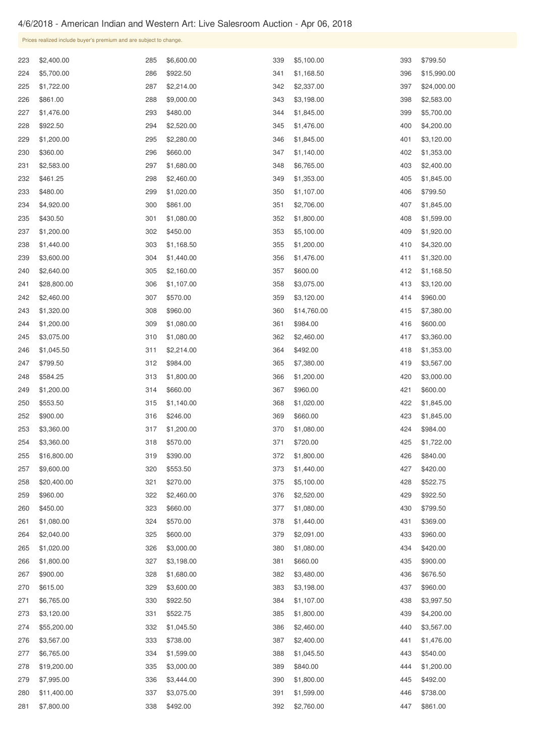# 4/6/2018 - American Indian and Western Art: Live Salesroom Auction - Apr 06, 2018

Prices realized include buyer's premium and are subject to change.

| Lot | Price | Lot | Price | Lot | Price | Lot | Price |
|---|---|---|---|---|---|---|---|
| 223 | $2,400.00 | 285 | $6,600.00 | 339 | $5,100.00 | 393 | $799.50 |
| 224 | $5,700.00 | 286 | $922.50 | 341 | $1,168.50 | 396 | $15,990.00 |
| 225 | $1,722.00 | 287 | $2,214.00 | 342 | $2,337.00 | 397 | $24,000.00 |
| 226 | $861.00 | 288 | $9,000.00 | 343 | $3,198.00 | 398 | $2,583.00 |
| 227 | $1,476.00 | 293 | $480.00 | 344 | $1,845.00 | 399 | $5,700.00 |
| 228 | $922.50 | 294 | $2,520.00 | 345 | $1,476.00 | 400 | $4,200.00 |
| 229 | $1,200.00 | 295 | $2,280.00 | 346 | $1,845.00 | 401 | $3,120.00 |
| 230 | $360.00 | 296 | $660.00 | 347 | $1,140.00 | 402 | $1,353.00 |
| 231 | $2,583.00 | 297 | $1,680.00 | 348 | $6,765.00 | 403 | $2,400.00 |
| 232 | $461.25 | 298 | $2,460.00 | 349 | $1,353.00 | 405 | $1,845.00 |
| 233 | $480.00 | 299 | $1,020.00 | 350 | $1,107.00 | 406 | $799.50 |
| 234 | $4,920.00 | 300 | $861.00 | 351 | $2,706.00 | 407 | $1,845.00 |
| 235 | $430.50 | 301 | $1,080.00 | 352 | $1,800.00 | 408 | $1,599.00 |
| 237 | $1,200.00 | 302 | $450.00 | 353 | $5,100.00 | 409 | $1,920.00 |
| 238 | $1,440.00 | 303 | $1,168.50 | 355 | $1,200.00 | 410 | $4,320.00 |
| 239 | $3,600.00 | 304 | $1,440.00 | 356 | $1,476.00 | 411 | $1,320.00 |
| 240 | $2,640.00 | 305 | $2,160.00 | 357 | $600.00 | 412 | $1,168.50 |
| 241 | $28,800.00 | 306 | $1,107.00 | 358 | $3,075.00 | 413 | $3,120.00 |
| 242 | $2,460.00 | 307 | $570.00 | 359 | $3,120.00 | 414 | $960.00 |
| 243 | $1,320.00 | 308 | $960.00 | 360 | $14,760.00 | 415 | $7,380.00 |
| 244 | $1,200.00 | 309 | $1,080.00 | 361 | $984.00 | 416 | $600.00 |
| 245 | $3,075.00 | 310 | $1,080.00 | 362 | $2,460.00 | 417 | $3,360.00 |
| 246 | $1,045.50 | 311 | $2,214.00 | 364 | $492.00 | 418 | $1,353.00 |
| 247 | $799.50 | 312 | $984.00 | 365 | $7,380.00 | 419 | $3,567.00 |
| 248 | $584.25 | 313 | $1,800.00 | 366 | $1,200.00 | 420 | $3,000.00 |
| 249 | $1,200.00 | 314 | $660.00 | 367 | $960.00 | 421 | $600.00 |
| 250 | $553.50 | 315 | $1,140.00 | 368 | $1,020.00 | 422 | $1,845.00 |
| 252 | $900.00 | 316 | $246.00 | 369 | $660.00 | 423 | $1,845.00 |
| 253 | $3,360.00 | 317 | $1,200.00 | 370 | $1,080.00 | 424 | $984.00 |
| 254 | $3,360.00 | 318 | $570.00 | 371 | $720.00 | 425 | $1,722.00 |
| 255 | $16,800.00 | 319 | $390.00 | 372 | $1,800.00 | 426 | $840.00 |
| 257 | $9,600.00 | 320 | $553.50 | 373 | $1,440.00 | 427 | $420.00 |
| 258 | $20,400.00 | 321 | $270.00 | 375 | $5,100.00 | 428 | $522.75 |
| 259 | $960.00 | 322 | $2,460.00 | 376 | $2,520.00 | 429 | $922.50 |
| 260 | $450.00 | 323 | $660.00 | 377 | $1,080.00 | 430 | $799.50 |
| 261 | $1,080.00 | 324 | $570.00 | 378 | $1,440.00 | 431 | $369.00 |
| 264 | $2,040.00 | 325 | $600.00 | 379 | $2,091.00 | 433 | $960.00 |
| 265 | $1,020.00 | 326 | $3,000.00 | 380 | $1,080.00 | 434 | $420.00 |
| 266 | $1,800.00 | 327 | $3,198.00 | 381 | $660.00 | 435 | $900.00 |
| 267 | $900.00 | 328 | $1,680.00 | 382 | $3,480.00 | 436 | $676.50 |
| 270 | $615.00 | 329 | $3,600.00 | 383 | $3,198.00 | 437 | $960.00 |
| 271 | $6,765.00 | 330 | $922.50 | 384 | $1,107.00 | 438 | $3,997.50 |
| 273 | $3,120.00 | 331 | $522.75 | 385 | $1,800.00 | 439 | $4,200.00 |
| 274 | $55,200.00 | 332 | $1,045.50 | 386 | $2,460.00 | 440 | $3,567.00 |
| 276 | $3,567.00 | 333 | $738.00 | 387 | $2,400.00 | 441 | $1,476.00 |
| 277 | $6,765.00 | 334 | $1,599.00 | 388 | $1,045.50 | 443 | $540.00 |
| 278 | $19,200.00 | 335 | $3,000.00 | 389 | $840.00 | 444 | $1,200.00 |
| 279 | $7,995.00 | 336 | $3,444.00 | 390 | $1,800.00 | 445 | $492.00 |
| 280 | $11,400.00 | 337 | $3,075.00 | 391 | $1,599.00 | 446 | $738.00 |
| 281 | $7,800.00 | 338 | $492.00 | 392 | $2,760.00 | 447 | $861.00 |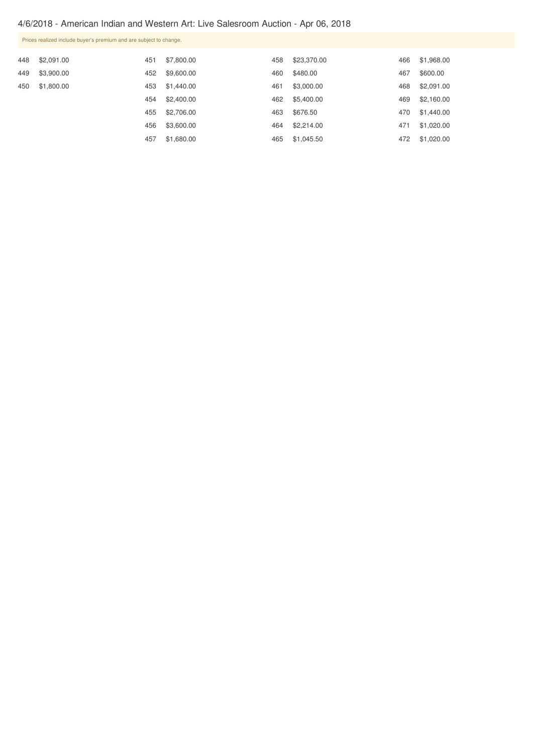4/6/2018 - American Indian and Western Art: Live Salesroom Auction - Apr 06, 2018

Prices realized include buyer's premium and are subject to change.

| Lot | Price |
|---|---|
| 448 | $2,091.00 |
| 449 | $3,900.00 |
| 450 | $1,800.00 |
| 451 | $7,800.00 |
| 452 | $9,600.00 |
| 453 | $1,440.00 |
| 454 | $2,400.00 |
| 455 | $2,706.00 |
| 456 | $3,600.00 |
| 457 | $1,680.00 |
| 458 | $23,370.00 |
| 460 | $480.00 |
| 461 | $3,000.00 |
| 462 | $5,400.00 |
| 463 | $676.50 |
| 464 | $2,214.00 |
| 465 | $1,045.50 |
| 466 | $1,968.00 |
| 467 | $600.00 |
| 468 | $2,091.00 |
| 469 | $2,160.00 |
| 470 | $1,440.00 |
| 471 | $1,020.00 |
| 472 | $1,020.00 |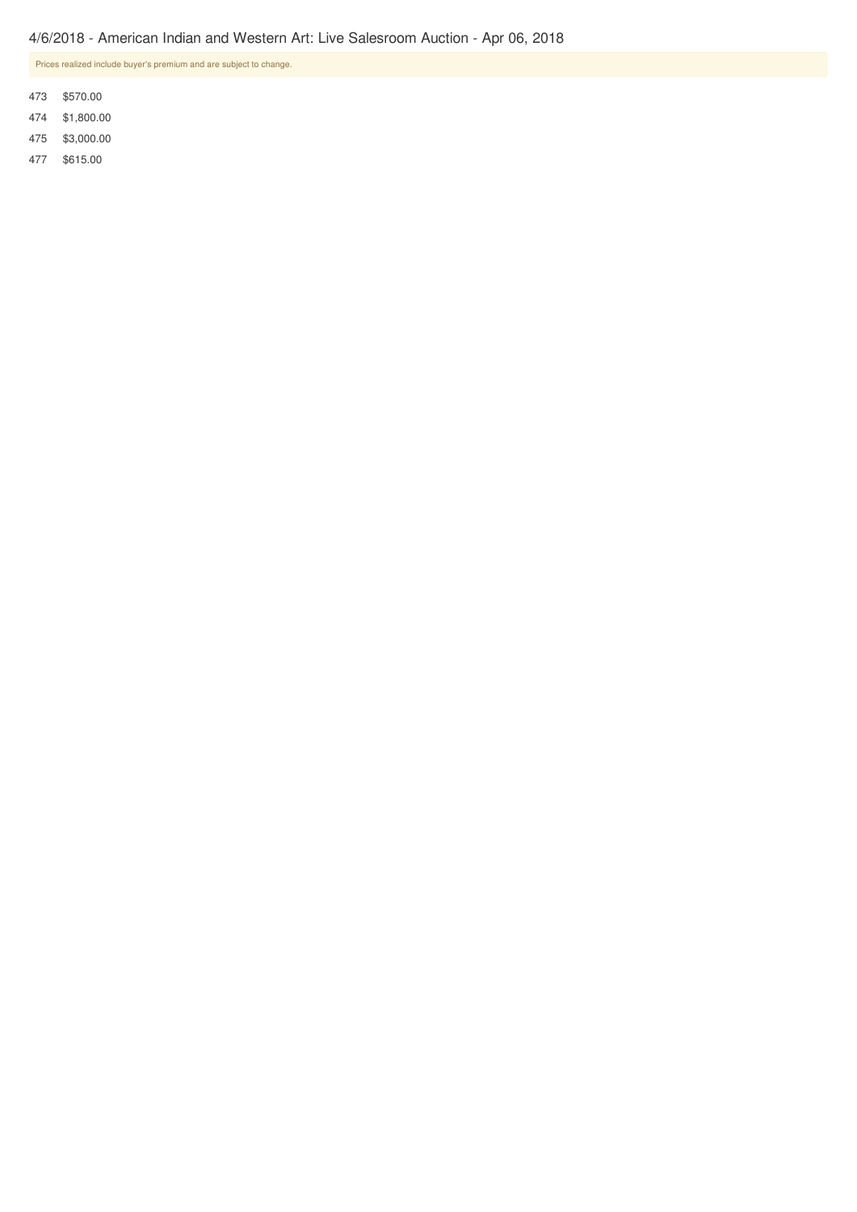4/6/2018 - American Indian and Western Art: Live Salesroom Auction - Apr 06, 2018

Prices realized include buyer's premium and are subject to change.

| | |
|---|---|
| 473 | $570.00 |
| 474 | $1,800.00 |
| 475 | $3,000.00 |
| 477 | $615.00 |